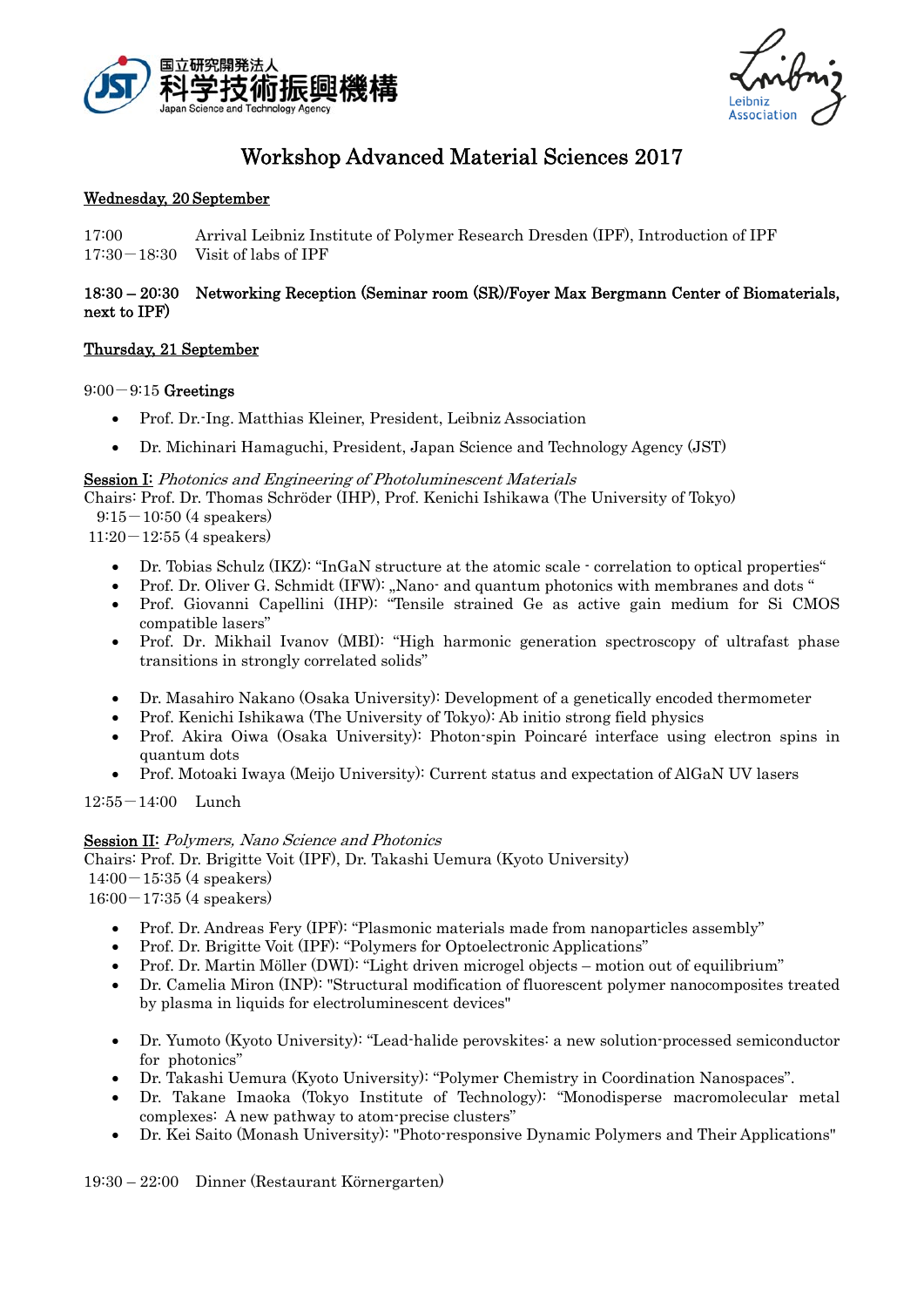国立研究開発法人
科学技術振興機構
Japan Science and Technology Agency

Leibniz Association

# Workshop Advanced Material Sciences 2017

## Wednesday, 20 September

17:00 Arrival Leibniz Institute of Polymer Research Dresden (IPF), Introduction of IPF
17:30－18:30 Visit of labs of IPF

**18:30 – 20:30 Networking Reception (Seminar room (SR)/Foyer Max Bergmann Center of Biomaterials, next to IPF)**

## Thursday, 21 September

9:00－9:15 **Greetings**

- Prof. Dr.-Ing. Matthias Kleiner, President, Leibniz Association
- Dr. Michinari Hamaguchi, President, Japan Science and Technology Agency (JST)

Session I: *Photonics and Engineering of Photoluminescent Materials*
Chairs: Prof. Dr. Thomas Schröder (IHP), Prof. Kenichi Ishikawa (The University of Tokyo)
9:15－10:50 (4 speakers)
11:20－12:55 (4 speakers)

- Dr. Tobias Schulz (IKZ): "InGaN structure at the atomic scale - correlation to optical properties"
- Prof. Dr. Oliver G. Schmidt (IFW): „Nano- and quantum photonics with membranes and dots "
- Prof. Giovanni Capellini (IHP): "Tensile strained Ge as active gain medium for Si CMOS compatible lasers"
- Prof. Dr. Mikhail Ivanov (MBI): "High harmonic generation spectroscopy of ultrafast phase transitions in strongly correlated solids"

- Dr. Masahiro Nakano (Osaka University): Development of a genetically encoded thermometer
- Prof. Kenichi Ishikawa (The University of Tokyo): Ab initio strong field physics
- Prof. Akira Oiwa (Osaka University): Photon-spin Poincaré interface using electron spins in quantum dots
- Prof. Motoaki Iwaya (Meijo University): Current status and expectation of AlGaN UV lasers

12:55－14:00 Lunch

Session II: *Polymers, Nano Science and Photonics*
Chairs: Prof. Dr. Brigitte Voit (IPF), Dr. Takashi Uemura (Kyoto University)
14:00－15:35 (4 speakers)
16:00－17:35 (4 speakers)

- Prof. Dr. Andreas Fery (IPF): "Plasmonic materials made from nanoparticles assembly"
- Prof. Dr. Brigitte Voit (IPF): "Polymers for Optoelectronic Applications"
- Prof. Dr. Martin Möller (DWI): "Light driven microgel objects – motion out of equilibrium"
- Dr. Camelia Miron (INP): "Structural modification of fluorescent polymer nanocomposites treated by plasma in liquids for electroluminescent devices"

- Dr. Yumoto (Kyoto University): "Lead-halide perovskites: a new solution-processed semiconductor for photonics"
- Dr. Takashi Uemura (Kyoto University): "Polymer Chemistry in Coordination Nanospaces".
- Dr. Takane Imaoka (Tokyo Institute of Technology): "Monodisperse macromolecular metal complexes: A new pathway to atom-precise clusters"
- Dr. Kei Saito (Monash University): "Photo-responsive Dynamic Polymers and Their Applications"

19:30 – 22:00 Dinner (Restaurant Körnergarten)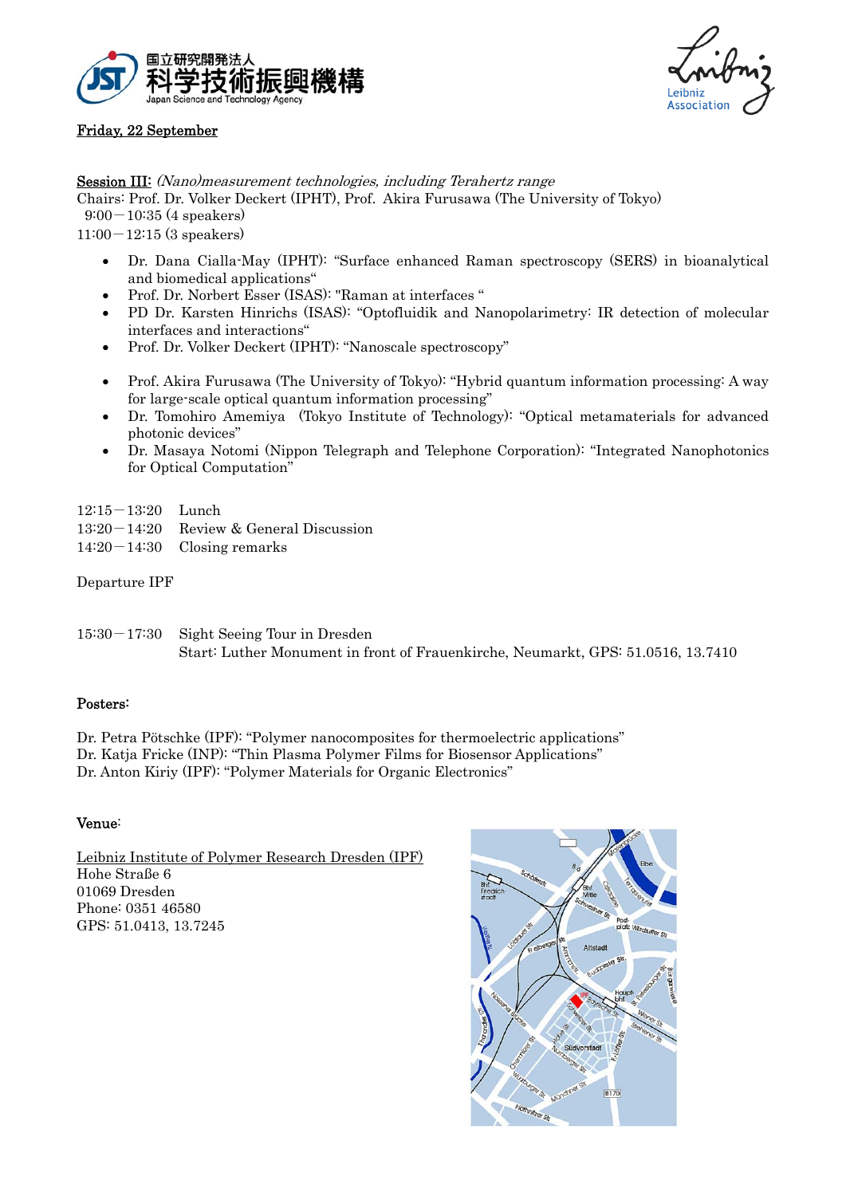Friday, 22 September

Session III: *(Nano)measurement technologies, including Terahertz range*
Chairs: Prof. Dr. Volker Deckert (IPHT), Prof. Akira Furusawa (The University of Tokyo)
9:00－10:35 (4 speakers)
11:00－12:15 (3 speakers)

- Dr. Dana Cialla-May (IPHT): "Surface enhanced Raman spectroscopy (SERS) in bioanalytical and biomedical applications"
- Prof. Dr. Norbert Esser (ISAS): "Raman at interfaces "
- PD Dr. Karsten Hinrichs (ISAS): "Optofluidik and Nanopolarimetry: IR detection of molecular interfaces and interactions"
- Prof. Dr. Volker Deckert (IPHT): "Nanoscale spectroscopy"

- Prof. Akira Furusawa (The University of Tokyo): "Hybrid quantum information processing: A way for large-scale optical quantum information processing"
- Dr. Tomohiro Amemiya (Tokyo Institute of Technology): "Optical metamaterials for advanced photonic devices"
- Dr. Masaya Notomi (Nippon Telegraph and Telephone Corporation): "Integrated Nanophotonics for Optical Computation"

12:15－13:20 Lunch
13:20－14:20 Review & General Discussion
14:20－14:30 Closing remarks

Departure IPF

15:30－17:30 Sight Seeing Tour in Dresden
Start: Luther Monument in front of Frauenkirche, Neumarkt, GPS: 51.0516, 13.7410

Posters:

Dr. Petra Pötschke (IPF): "Polymer nanocomposites for thermoelectric applications"
Dr. Katja Fricke (INP): "Thin Plasma Polymer Films for Biosensor Applications"
Dr. Anton Kiriy (IPF): "Polymer Materials for Organic Electronics"

Venue:

Leibniz Institute of Polymer Research Dresden (IPF)
Hohe Straße 6
01069 Dresden
Phone: 0351 46580
GPS: 51.0413, 13.7245